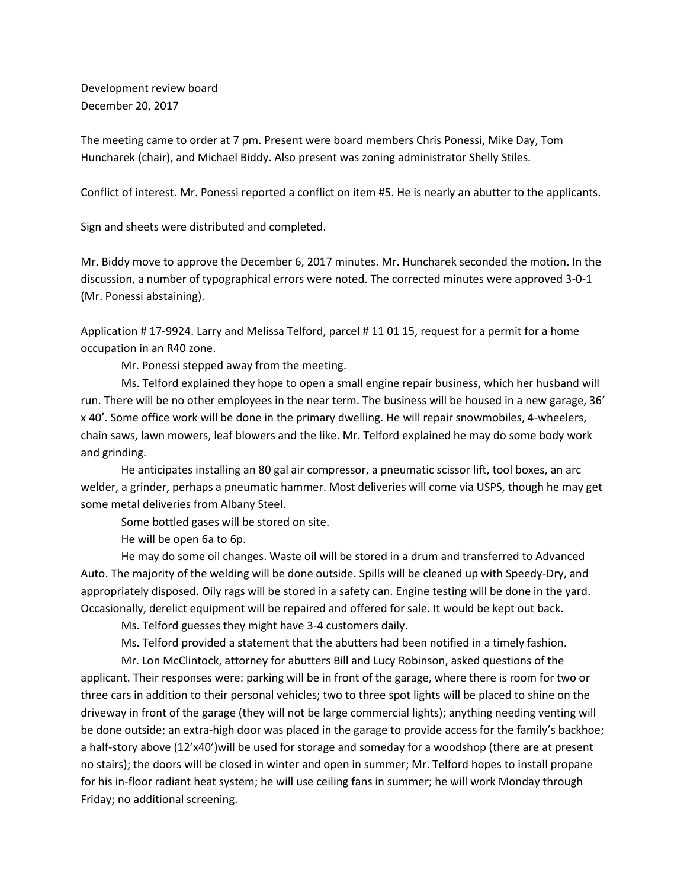Development review board
December 20, 2017

The meeting came to order at 7 pm. Present were board members Chris Ponessi, Mike Day, Tom Huncharek (chair), and Michael Biddy. Also present was zoning administrator Shelly Stiles.

Conflict of interest. Mr. Ponessi reported a conflict on item #5. He is nearly an abutter to the applicants.

Sign and sheets were distributed and completed.

Mr. Biddy move to approve the December 6, 2017 minutes. Mr. Huncharek seconded the motion. In the discussion, a number of typographical errors were noted. The corrected minutes were approved 3-0-1 (Mr. Ponessi abstaining).

Application # 17-9924. Larry and Melissa Telford, parcel # 11 01 15, request for a permit for a home occupation in an R40 zone.

Mr. Ponessi stepped away from the meeting.

Ms. Telford explained they hope to open a small engine repair business, which her husband will run. There will be no other employees in the near term. The business will be housed in a new garage, 36' x 40'. Some office work will be done in the primary dwelling. He will repair snowmobiles, 4-wheelers, chain saws, lawn mowers, leaf blowers and the like. Mr. Telford explained he may do some body work and grinding.

He anticipates installing an 80 gal air compressor, a pneumatic scissor lift, tool boxes, an arc welder, a grinder, perhaps a pneumatic hammer. Most deliveries will come via USPS, though he may get some metal deliveries from Albany Steel.

Some bottled gases will be stored on site.

He will be open 6a to 6p.

He may do some oil changes. Waste oil will be stored in a drum and transferred to Advanced Auto. The majority of the welding will be done outside. Spills will be cleaned up with Speedy-Dry, and appropriately disposed. Oily rags will be stored in a safety can. Engine testing will be done in the yard. Occasionally, derelict equipment will be repaired and offered for sale. It would be kept out back.

Ms. Telford guesses they might have 3-4 customers daily.

Ms. Telford provided a statement that the abutters had been notified in a timely fashion.

Mr. Lon McClintock, attorney for abutters Bill and Lucy Robinson, asked questions of the applicant. Their responses were: parking will be in front of the garage, where there is room for two or three cars in addition to their personal vehicles; two to three spot lights will be placed to shine on the driveway in front of the garage (they will not be large commercial lights); anything needing venting will be done outside; an extra-high door was placed in the garage to provide access for the family's backhoe; a half-story above (12'x40')will be used for storage and someday for a woodshop (there are at present no stairs); the doors will be closed in winter and open in summer; Mr. Telford hopes to install propane for his in-floor radiant heat system; he will use ceiling fans in summer; he will work Monday through Friday; no additional screening.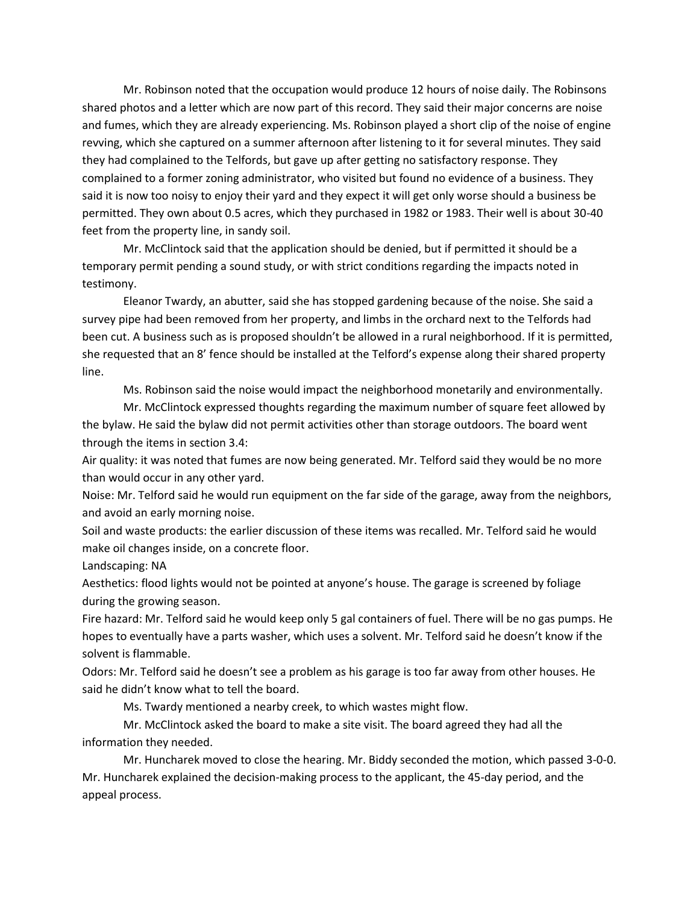Mr. Robinson noted that the occupation would produce 12 hours of noise daily. The Robinsons shared photos and a letter which are now part of this record. They said their major concerns are noise and fumes, which they are already experiencing. Ms. Robinson played a short clip of the noise of engine revving, which she captured on a summer afternoon after listening to it for several minutes. They said they had complained to the Telfords, but gave up after getting no satisfactory response. They complained to a former zoning administrator, who visited but found no evidence of a business. They said it is now too noisy to enjoy their yard and they expect it will get only worse should a business be permitted. They own about 0.5 acres, which they purchased in 1982 or 1983. Their well is about 30-40 feet from the property line, in sandy soil.

Mr. McClintock said that the application should be denied, but if permitted it should be a temporary permit pending a sound study, or with strict conditions regarding the impacts noted in testimony.

Eleanor Twardy, an abutter, said she has stopped gardening because of the noise. She said a survey pipe had been removed from her property, and limbs in the orchard next to the Telfords had been cut. A business such as is proposed shouldn't be allowed in a rural neighborhood. If it is permitted, she requested that an 8' fence should be installed at the Telford's expense along their shared property line.

Ms. Robinson said the noise would impact the neighborhood monetarily and environmentally.

Mr. McClintock expressed thoughts regarding the maximum number of square feet allowed by the bylaw. He said the bylaw did not permit activities other than storage outdoors. The board went through the items in section 3.4:

Air quality: it was noted that fumes are now being generated. Mr. Telford said they would be no more than would occur in any other yard.

Noise: Mr. Telford said he would run equipment on the far side of the garage, away from the neighbors, and avoid an early morning noise.

Soil and waste products: the earlier discussion of these items was recalled. Mr. Telford said he would make oil changes inside, on a concrete floor.

Landscaping: NA

Aesthetics: flood lights would not be pointed at anyone's house. The garage is screened by foliage during the growing season.

Fire hazard: Mr. Telford said he would keep only 5 gal containers of fuel. There will be no gas pumps. He hopes to eventually have a parts washer, which uses a solvent. Mr. Telford said he doesn't know if the solvent is flammable.

Odors: Mr. Telford said he doesn't see a problem as his garage is too far away from other houses. He said he didn't know what to tell the board.

Ms. Twardy mentioned a nearby creek, to which wastes might flow.

Mr. McClintock asked the board to make a site visit. The board agreed they had all the information they needed.

Mr. Huncharek moved to close the hearing. Mr. Biddy seconded the motion, which passed 3-0-0. Mr. Huncharek explained the decision-making process to the applicant, the 45-day period, and the appeal process.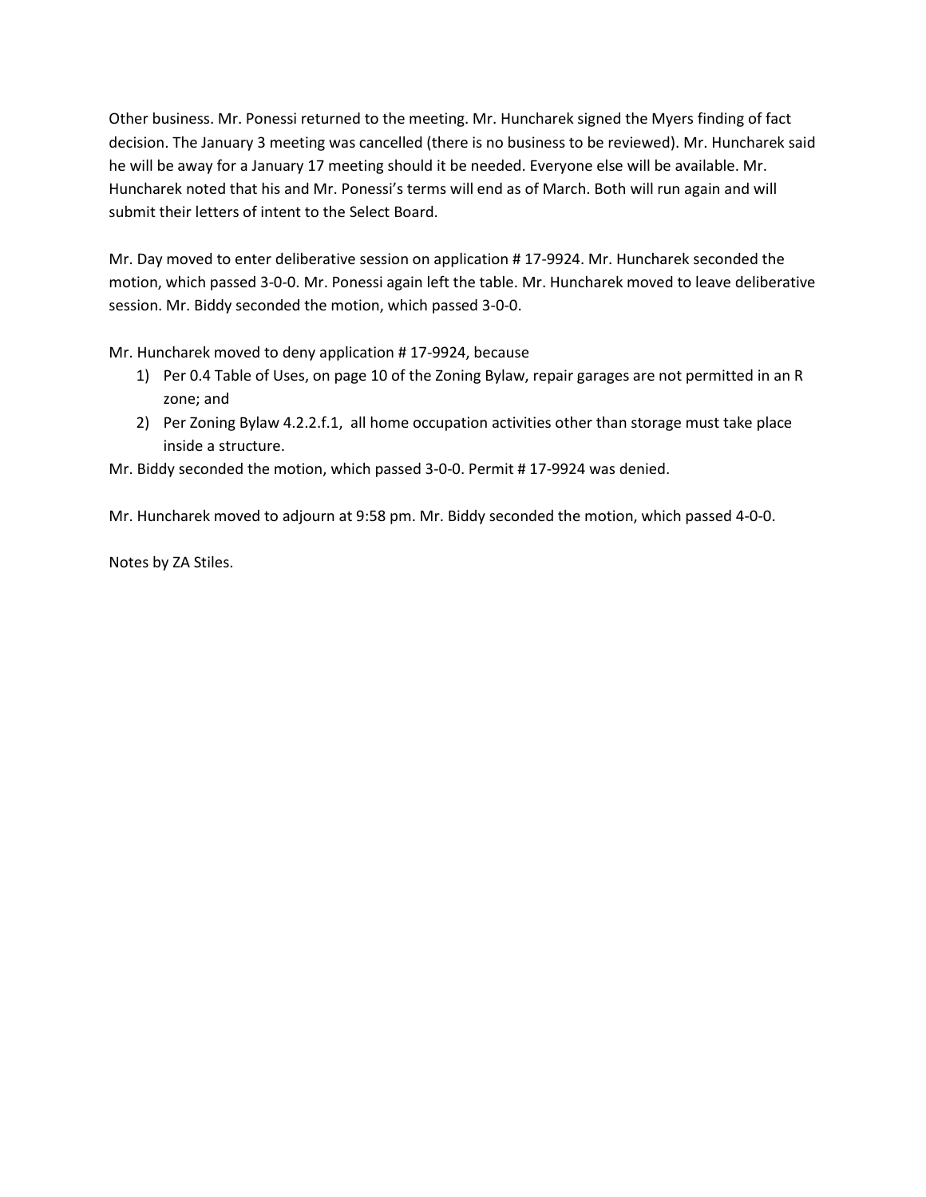Other business. Mr. Ponessi returned to the meeting. Mr. Huncharek signed the Myers finding of fact decision. The January 3 meeting was cancelled (there is no business to be reviewed). Mr. Huncharek said he will be away for a January 17 meeting should it be needed. Everyone else will be available. Mr. Huncharek noted that his and Mr. Ponessi's terms will end as of March. Both will run again and will submit their letters of intent to the Select Board.

Mr. Day moved to enter deliberative session on application # 17-9924. Mr. Huncharek seconded the motion, which passed 3-0-0. Mr. Ponessi again left the table. Mr. Huncharek moved to leave deliberative session. Mr. Biddy seconded the motion, which passed 3-0-0.

Mr. Huncharek moved to deny application # 17-9924, because

1) Per 0.4 Table of Uses, on page 10 of the Zoning Bylaw, repair garages are not permitted in an R zone; and
2) Per Zoning Bylaw 4.2.2.f.1, all home occupation activities other than storage must take place inside a structure.

Mr. Biddy seconded the motion, which passed 3-0-0. Permit # 17-9924 was denied.

Mr. Huncharek moved to adjourn at 9:58 pm. Mr. Biddy seconded the motion, which passed 4-0-0.

Notes by ZA Stiles.